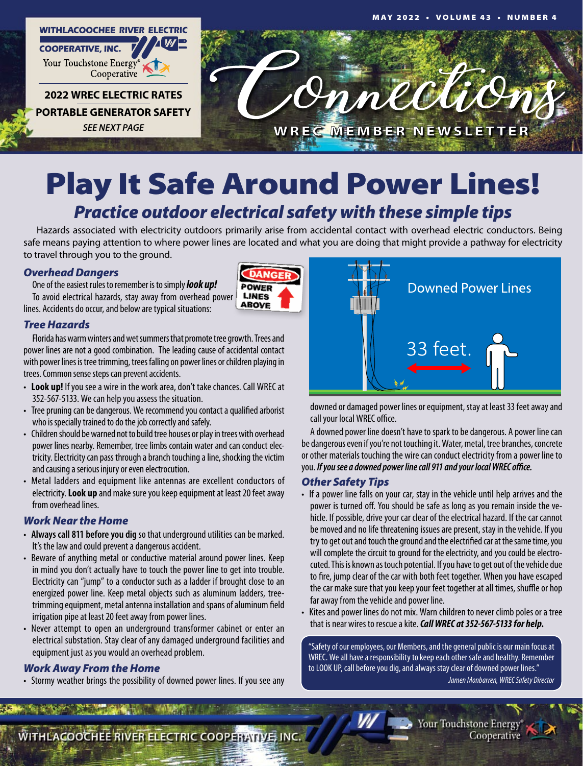WITHLACOOCHEE RIVER ELECTRIC COOPERATIVE, INC.
Your Touchstone Energy® Cooperative

**2022 WREC ELECTRIC RATES**
**PORTABLE GENERATOR SAFETY**
*SEE NEXT PAGE*

MAY 2022 • VOLUME 43 • NUMBER 4

# Connections
WREC MEMBER NEWSLETTER

# Play It Safe Around Power Lines!

## *Practice outdoor electrical safety with these simple tips*

Hazards associated with electricity outdoors primarily arise from accidental contact with overhead electric conductors. Being safe means paying attention to where power lines are located and what you are doing that might provide a pathway for electricity to travel through you to the ground.

### *Overhead Dangers*

One of the easiest rules to remember is to simply ***look up!***

To avoid electrical hazards, stay away from overhead power lines. Accidents do occur, and below are typical situations:

DANGER POWER LINES ABOVE

### *Tree Hazards*

Florida has warm winters and wet summers that promote tree growth. Trees and power lines are not a good combination. The leading cause of accidental contact with power lines is tree trimming, trees falling on power lines or children playing in trees. Common sense steps can prevent accidents.

- **Look up!** If you see a wire in the work area, don't take chances. Call WREC at 352-567-5133. We can help you assess the situation.
- Tree pruning can be dangerous. We recommend you contact a qualified arborist who is specially trained to do the job correctly and safely.
- Children should be warned not to build tree houses or play in trees with overhead power lines nearby. Remember, tree limbs contain water and can conduct electricity. Electricity can pass through a branch touching a line, shocking the victim and causing a serious injury or even electrocution.
- Metal ladders and equipment like antennas are excellent conductors of electricity. **Look up** and make sure you keep equipment at least 20 feet away from overhead lines.

### *Work Near the Home*

- **Always call 811 before you dig** so that underground utilities can be marked. It's the law and could prevent a dangerous accident.
- Beware of anything metal or conductive material around power lines. Keep in mind you don't actually have to touch the power line to get into trouble. Electricity can "jump" to a conductor such as a ladder if brought close to an energized power line. Keep metal objects such as aluminum ladders, tree-trimming equipment, metal antenna installation and spans of aluminum field irrigation pipe at least 20 feet away from power lines.
- Never attempt to open an underground transformer cabinet or enter an electrical substation. Stay clear of any damaged underground facilities and equipment just as you would an overhead problem.

### *Work Away From the Home*

- Stormy weather brings the possibility of downed power lines. If you see any downed or damaged power lines or equipment, stay at least 33 feet away and call your local WREC office.

Downed Power Lines
33 feet.

A downed power line doesn't have to spark to be dangerous. A power line can be dangerous even if you're not touching it. Water, metal, tree branches, concrete or other materials touching the wire can conduct electricity from a power line to you. ***If you see a downed power line call 911 and your local WREC office.***

### *Other Safety Tips*

- If a power line falls on your car, stay in the vehicle until help arrives and the power is turned off. You should be safe as long as you remain inside the vehicle. If possible, drive your car clear of the electrical hazard. If the car cannot be moved and no life threatening issues are present, stay in the vehicle. If you try to get out and touch the ground and the electrified car at the same time, you will complete the circuit to ground for the electricity, and you could be electrocuted. This is known as touch potential. If you have to get out of the vehicle due to fire, jump clear of the car with both feet together. When you have escaped the car make sure that you keep your feet together at all times, shuffle or hop far away from the vehicle and power line.
- Kites and power lines do not mix. Warn children to never climb poles or a tree that is near wires to rescue a kite. ***Call WREC at 352-567-5133 for help.***

"Safety of our employees, our Members, and the general public is our main focus at WREC. We all have a responsibility to keep each other safe and healthy. Remember to LOOK UP, call before you dig, and always stay clear of downed power lines."
*Jamen Monbarren, WREC Safety Director*

WITHLACOOCHEE RIVER ELECTRIC COOPERATIVE, INC. Your Touchstone Energy® Cooperative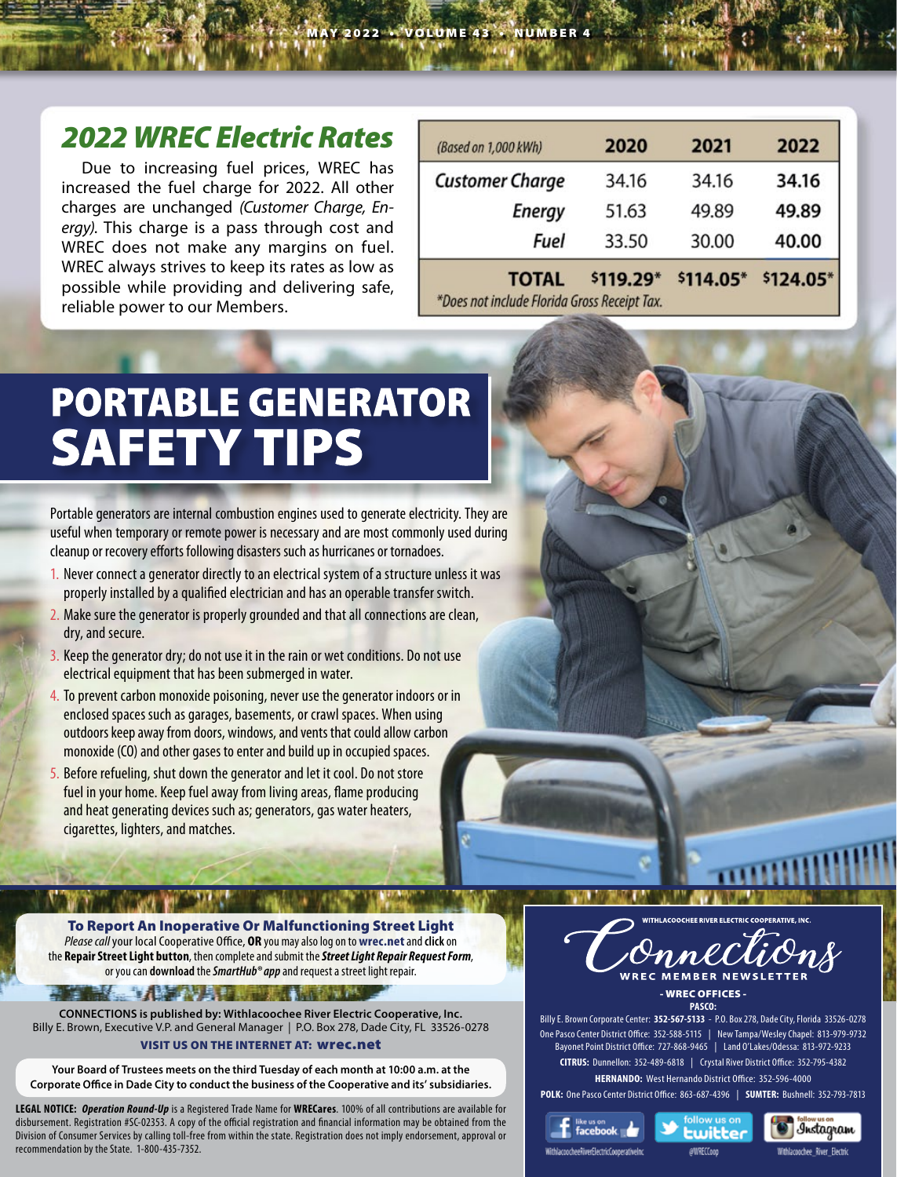## 2022 WREC Electric Rates

Due to increasing fuel prices, WREC has increased the fuel charge for 2022. All other charges are unchanged *(Customer Charge, Energy)*. This charge is a pass through cost and WREC does not make any margins on fuel. WREC always strives to keep its rates as low as possible while providing and delivering safe, reliable power to our Members.

| *(Based on 1,000 kWh)* | 2020 | 2021 | 2022 |
|---|---|---|---|
| ***Customer Charge*** | 34.16 | 34.16 | **34.16** |
| ***Energy*** | 51.63 | 49.89 | **49.89** |
| ***Fuel*** | 33.50 | 30.00 | **40.00** |
| **TOTAL** | $119.29* | $114.05* | $124.05* |

**Does not include Florida Gross Receipt Tax.*

# PORTABLE GENERATOR SAFETY TIPS

Portable generators are internal combustion engines used to generate electricity. They are useful when temporary or remote power is necessary and are most commonly used during cleanup or recovery efforts following disasters such as hurricanes or tornadoes.

1. Never connect a generator directly to an electrical system of a structure unless it was properly installed by a qualified electrician and has an operable transfer switch.
2. Make sure the generator is properly grounded and that all connections are clean, dry, and secure.
3. Keep the generator dry; do not use it in the rain or wet conditions. Do not use electrical equipment that has been submerged in water.
4. To prevent carbon monoxide poisoning, never use the generator indoors or in enclosed spaces such as garages, basements, or crawl spaces. When using outdoors keep away from doors, windows, and vents that could allow carbon monoxide (CO) and other gases to enter and build up in occupied spaces.
5. Before refueling, shut down the generator and let it cool. Do not store fuel in your home. Keep fuel away from living areas, flame producing and heat generating devices such as; generators, gas water heaters, cigarettes, lighters, and matches.

**To Report An Inoperative Or Malfunctioning Street Light**

*Please call* your local Cooperative Office, **OR** you may also log on to **wrec.net** and **click** on the **Repair Street Light button**, then complete and submit the ***Street Light Repair Request Form***, or you can **download** the ***SmartHub® app*** and request a street light repair.

**CONNECTIONS is published by: Withlacoochee River Electric Cooperative, Inc.**
Billy E. Brown, Executive V.P. and General Manager | P.O. Box 278, Dade City, FL 33526-0278

**VISIT US ON THE INTERNET AT: wrec.net**

**Your Board of Trustees meets on the third Tuesday of each month at 10:00 a.m. at the Corporate Office in Dade City to conduct the business of the Cooperative and its' subsidiaries.**

**LEGAL NOTICE:** ***Operation Round-Up*** is a Registered Trade Name for **WRECares**. 100% of all contributions are available for disbursement. Registration #SC-02353. A copy of the official registration and financial information may be obtained from the Division of Consumer Services by calling toll-free from within the state. Registration does not imply endorsement, approval or recommendation by the State. 1-800-435-7352.

WITHLACOOCHEE RIVER ELECTRIC COOPERATIVE, INC.

## Connections

WREC MEMBER NEWSLETTER

**- WREC OFFICES -**

**PASCO:**
Billy E. Brown Corporate Center: **352-567-5133** - P.O. Box 278, Dade City, Florida 33526-0278
One Pasco Center District Office: 352-588-5115 | New Tampa/Wesley Chapel: 813-979-9732
Bayonet Point District Office: 727-868-9465 | Land O'Lakes/Odessa: 813-972-9233

**CITRUS:** Dunnellon: 352-489-6818 | Crystal River District Office: 352-795-4382

**HERNANDO:** West Hernando District Office: 352-596-4000

**POLK:** One Pasco Center District Office: 863-687-4396 | **SUMTER:** Bushnell: 352-793-7813

like us on facebook — WithlacoocheeRiverElectricCooperativeInc
follow us on twitter — @WRECCoop
follow us on Instagram — Withlacoochee_River_Electric